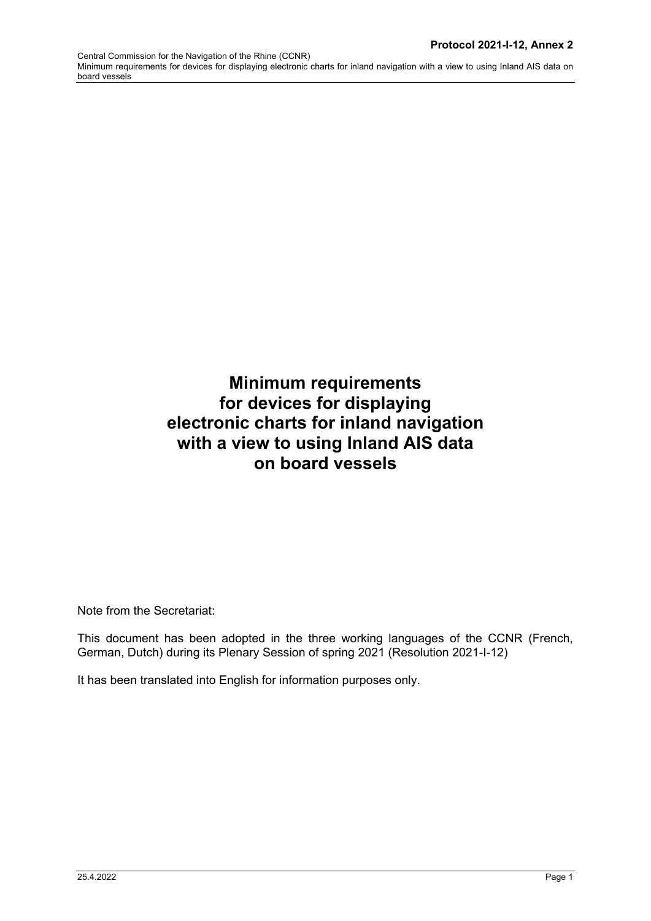# Minimum requirements for devices for displaying electronic charts for inland navigation with a view to using Inland AIS data on board vessels

Note from the Secretariat:

This document has been adopted in the three working languages of the CCNR (French, German, Dutch) during its Plenary Session of spring 2021 (Resolution 2021-I-12)

It has been translated into English for information purposes only.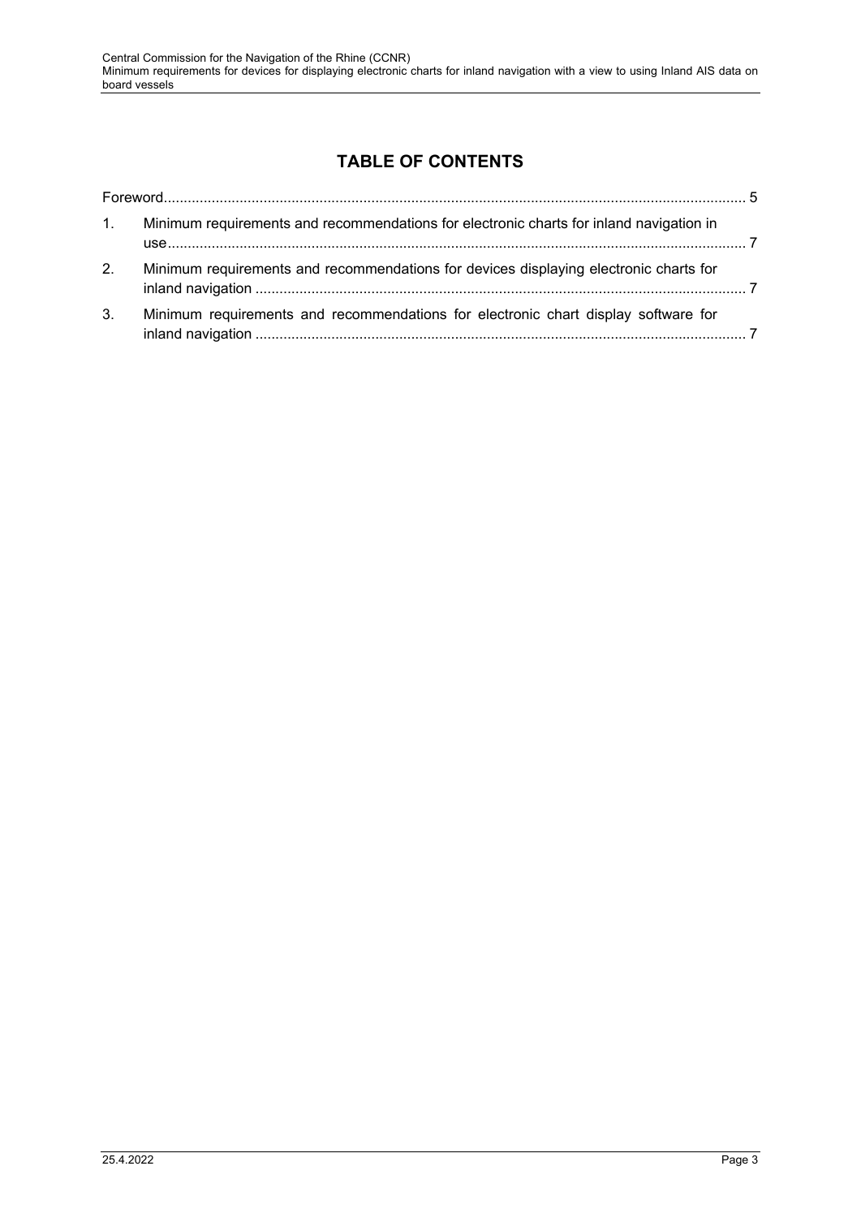# TABLE OF CONTENTS

Foreword ..... 5

1. Minimum requirements and recommendations for electronic charts for inland navigation in use ..... 7
2. Minimum requirements and recommendations for devices displaying electronic charts for inland navigation ..... 7
3. Minimum requirements and recommendations for electronic chart display software for inland navigation ..... 7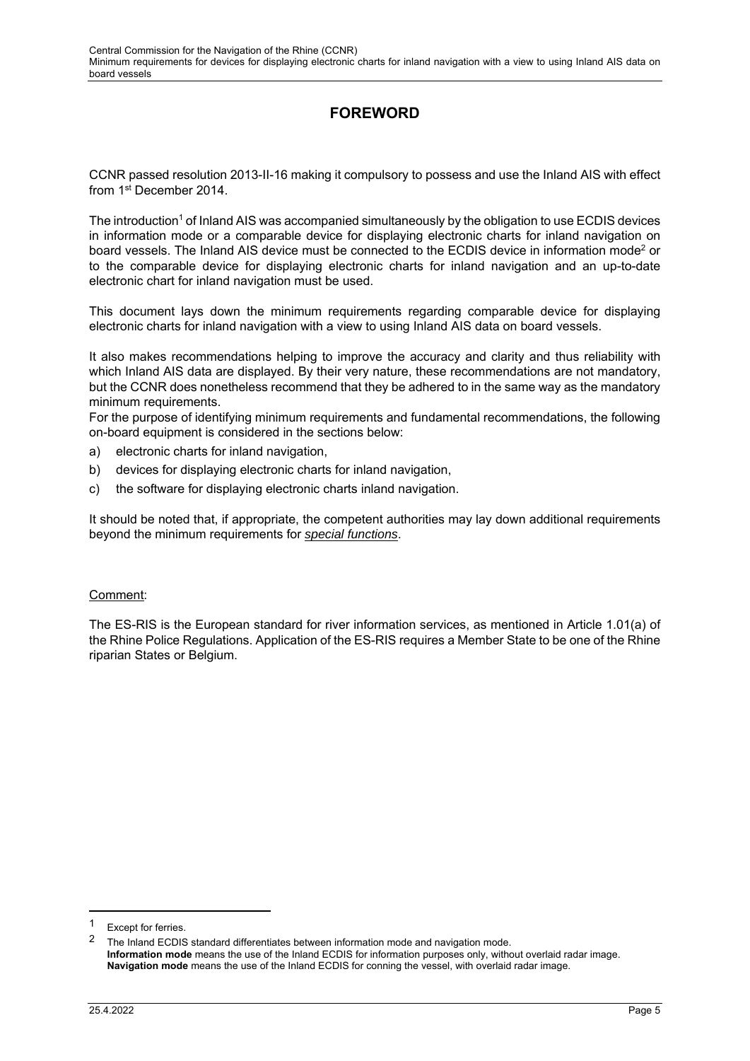# FOREWORD

CCNR passed resolution 2013-II-16 making it compulsory to possess and use the Inland AIS with effect from 1st December 2014.

The introduction[1] of Inland AIS was accompanied simultaneously by the obligation to use ECDIS devices in information mode or a comparable device for displaying electronic charts for inland navigation on board vessels. The Inland AIS device must be connected to the ECDIS device in information mode[2] or to the comparable device for displaying electronic charts for inland navigation and an up-to-date electronic chart for inland navigation must be used.

This document lays down the minimum requirements regarding comparable device for displaying electronic charts for inland navigation with a view to using Inland AIS data on board vessels.

It also makes recommendations helping to improve the accuracy and clarity and thus reliability with which Inland AIS data are displayed. By their very nature, these recommendations are not mandatory, but the CCNR does nonetheless recommend that they be adhered to in the same way as the mandatory minimum requirements.

For the purpose of identifying minimum requirements and fundamental recommendations, the following on-board equipment is considered in the sections below:

a) electronic charts for inland navigation,
b) devices for displaying electronic charts for inland navigation,
c) the software for displaying electronic charts inland navigation.

It should be noted that, if appropriate, the competent authorities may lay down additional requirements beyond the minimum requirements for *special functions*.

Comment:

The ES-RIS is the European standard for river information services, as mentioned in Article 1.01(a) of the Rhine Police Regulations. Application of the ES-RIS requires a Member State to be one of the Rhine riparian States or Belgium.

---

[1] Except for ferries.

[2] The Inland ECDIS standard differentiates between information mode and navigation mode.
**Information mode** means the use of the Inland ECDIS for information purposes only, without overlaid radar image.
**Navigation mode** means the use of the Inland ECDIS for conning the vessel, with overlaid radar image.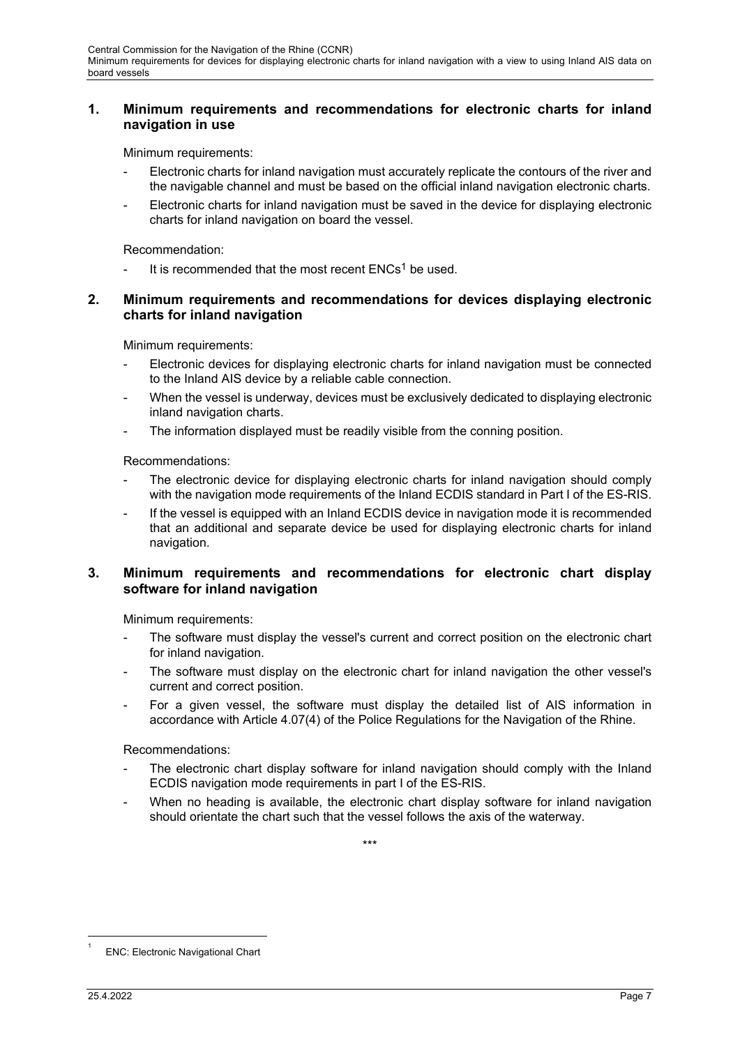## 1. Minimum requirements and recommendations for electronic charts for inland navigation in use

Minimum requirements:

- Electronic charts for inland navigation must accurately replicate the contours of the river and the navigable channel and must be based on the official inland navigation electronic charts.
- Electronic charts for inland navigation must be saved in the device for displaying electronic charts for inland navigation on board the vessel.

Recommendation:

- It is recommended that the most recent ENCs[1] be used.

## 2. Minimum requirements and recommendations for devices displaying electronic charts for inland navigation

Minimum requirements:

- Electronic devices for displaying electronic charts for inland navigation must be connected to the Inland AIS device by a reliable cable connection.
- When the vessel is underway, devices must be exclusively dedicated to displaying electronic inland navigation charts.
- The information displayed must be readily visible from the conning position.

Recommendations:

- The electronic device for displaying electronic charts for inland navigation should comply with the navigation mode requirements of the Inland ECDIS standard in Part I of the ES-RIS.
- If the vessel is equipped with an Inland ECDIS device in navigation mode it is recommended that an additional and separate device be used for displaying electronic charts for inland navigation.

## 3. Minimum requirements and recommendations for electronic chart display software for inland navigation

Minimum requirements:

- The software must display the vessel's current and correct position on the electronic chart for inland navigation.
- The software must display on the electronic chart for inland navigation the other vessel's current and correct position.
- For a given vessel, the software must display the detailed list of AIS information in accordance with Article 4.07(4) of the Police Regulations for the Navigation of the Rhine.

Recommendations:

- The electronic chart display software for inland navigation should comply with the Inland ECDIS navigation mode requirements in part I of the ES-RIS.
- When no heading is available, the electronic chart display software for inland navigation should orientate the chart such that the vessel follows the axis of the waterway.

\*\*\*

[1] ENC: Electronic Navigational Chart